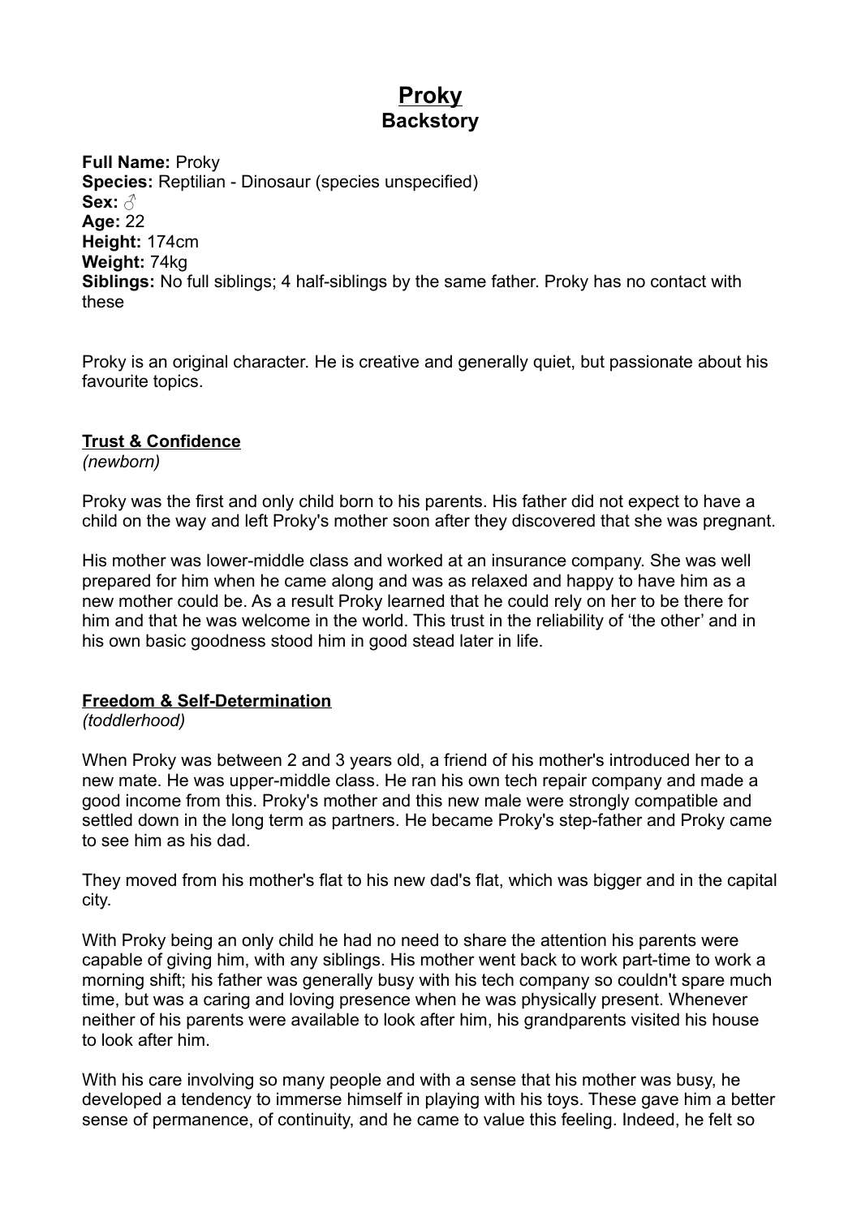# Proky

## Backstory

**Full Name:** Proky
**Species:** Reptilian - Dinosaur (species unspecified)
**Sex:** ♂
**Age:** 22
**Height:** 174cm
**Weight:** 74kg
**Siblings:** No full siblings; 4 half-siblings by the same father. Proky has no contact with these

Proky is an original character. He is creative and generally quiet, but passionate about his favourite topics.

### Trust & Confidence

*(newborn)*

Proky was the first and only child born to his parents. His father did not expect to have a child on the way and left Proky's mother soon after they discovered that she was pregnant.

His mother was lower-middle class and worked at an insurance company. She was well prepared for him when he came along and was as relaxed and happy to have him as a new mother could be. As a result Proky learned that he could rely on her to be there for him and that he was welcome in the world. This trust in the reliability of 'the other' and in his own basic goodness stood him in good stead later in life.

### Freedom & Self-Determination

*(toddlerhood)*

When Proky was between 2 and 3 years old, a friend of his mother's introduced her to a new mate. He was upper-middle class. He ran his own tech repair company and made a good income from this. Proky's mother and this new male were strongly compatible and settled down in the long term as partners. He became Proky's step-father and Proky came to see him as his dad.

They moved from his mother's flat to his new dad's flat, which was bigger and in the capital city.

With Proky being an only child he had no need to share the attention his parents were capable of giving him, with any siblings. His mother went back to work part-time to work a morning shift; his father was generally busy with his tech company so couldn't spare much time, but was a caring and loving presence when he was physically present. Whenever neither of his parents were available to look after him, his grandparents visited his house to look after him.

With his care involving so many people and with a sense that his mother was busy, he developed a tendency to immerse himself in playing with his toys. These gave him a better sense of permanence, of continuity, and he came to value this feeling. Indeed, he felt so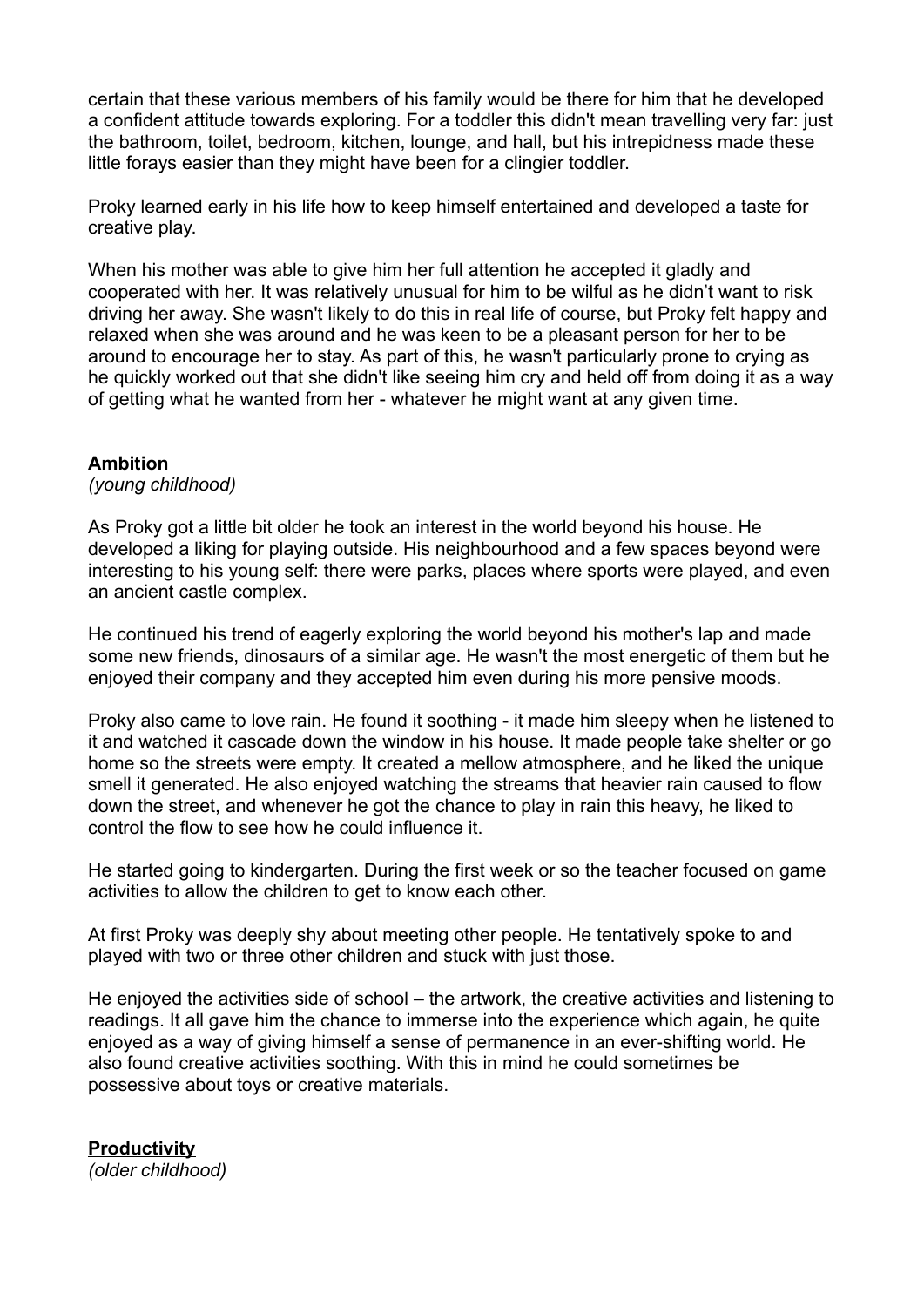certain that these various members of his family would be there for him that he developed a confident attitude towards exploring. For a toddler this didn't mean travelling very far: just the bathroom, toilet, bedroom, kitchen, lounge, and hall, but his intrepidness made these little forays easier than they might have been for a clingier toddler.

Proky learned early in his life how to keep himself entertained and developed a taste for creative play.

When his mother was able to give him her full attention he accepted it gladly and cooperated with her. It was relatively unusual for him to be wilful as he didn't want to risk driving her away. She wasn't likely to do this in real life of course, but Proky felt happy and relaxed when she was around and he was keen to be a pleasant person for her to be around to encourage her to stay. As part of this, he wasn't particularly prone to crying as he quickly worked out that she didn't like seeing him cry and held off from doing it as a way of getting what he wanted from her - whatever he might want at any given time.

## Ambition

*(young childhood)*

As Proky got a little bit older he took an interest in the world beyond his house. He developed a liking for playing outside. His neighbourhood and a few spaces beyond were interesting to his young self: there were parks, places where sports were played, and even an ancient castle complex.

He continued his trend of eagerly exploring the world beyond his mother's lap and made some new friends, dinosaurs of a similar age. He wasn't the most energetic of them but he enjoyed their company and they accepted him even during his more pensive moods.

Proky also came to love rain. He found it soothing - it made him sleepy when he listened to it and watched it cascade down the window in his house. It made people take shelter or go home so the streets were empty. It created a mellow atmosphere, and he liked the unique smell it generated. He also enjoyed watching the streams that heavier rain caused to flow down the street, and whenever he got the chance to play in rain this heavy, he liked to control the flow to see how he could influence it.

He started going to kindergarten. During the first week or so the teacher focused on game activities to allow the children to get to know each other.

At first Proky was deeply shy about meeting other people. He tentatively spoke to and played with two or three other children and stuck with just those.

He enjoyed the activities side of school – the artwork, the creative activities and listening to readings. It all gave him the chance to immerse into the experience which again, he quite enjoyed as a way of giving himself a sense of permanence in an ever-shifting world. He also found creative activities soothing. With this in mind he could sometimes be possessive about toys or creative materials.

## Productivity

*(older childhood)*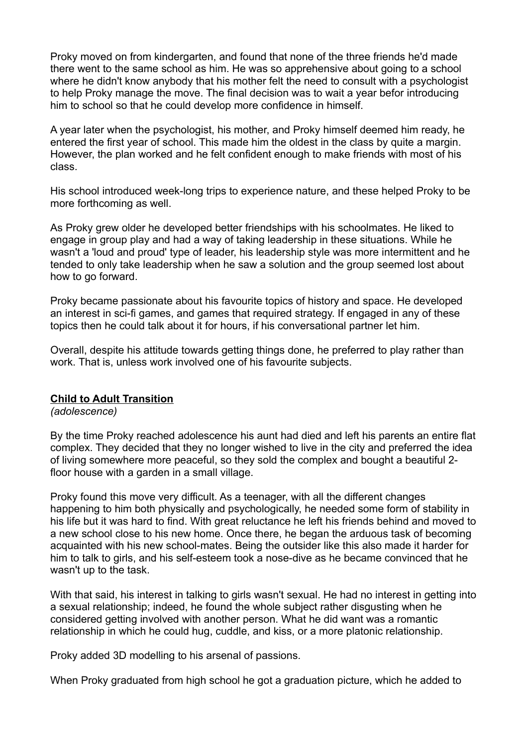Proky moved on from kindergarten, and found that none of the three friends he'd made there went to the same school as him. He was so apprehensive about going to a school where he didn't know anybody that his mother felt the need to consult with a psychologist to help Proky manage the move. The final decision was to wait a year befor introducing him to school so that he could develop more confidence in himself.

A year later when the psychologist, his mother, and Proky himself deemed him ready, he entered the first year of school. This made him the oldest in the class by quite a margin. However, the plan worked and he felt confident enough to make friends with most of his class.

His school introduced week-long trips to experience nature, and these helped Proky to be more forthcoming as well.

As Proky grew older he developed better friendships with his schoolmates. He liked to engage in group play and had a way of taking leadership in these situations. While he wasn't a 'loud and proud' type of leader, his leadership style was more intermittent and he tended to only take leadership when he saw a solution and the group seemed lost about how to go forward.

Proky became passionate about his favourite topics of history and space. He developed an interest in sci-fi games, and games that required strategy. If engaged in any of these topics then he could talk about it for hours, if his conversational partner let him.

Overall, despite his attitude towards getting things done, he preferred to play rather than work. That is, unless work involved one of his favourite subjects.

## Child to Adult Transition

*(adolescence)*

By the time Proky reached adolescence his aunt had died and left his parents an entire flat complex. They decided that they no longer wished to live in the city and preferred the idea of living somewhere more peaceful, so they sold the complex and bought a beautiful 2-floor house with a garden in a small village.

Proky found this move very difficult. As a teenager, with all the different changes happening to him both physically and psychologically, he needed some form of stability in his life but it was hard to find. With great reluctance he left his friends behind and moved to a new school close to his new home. Once there, he began the arduous task of becoming acquainted with his new school-mates. Being the outsider like this also made it harder for him to talk to girls, and his self-esteem took a nose-dive as he became convinced that he wasn't up to the task.

With that said, his interest in talking to girls wasn't sexual. He had no interest in getting into a sexual relationship; indeed, he found the whole subject rather disgusting when he considered getting involved with another person. What he did want was a romantic relationship in which he could hug, cuddle, and kiss, or a more platonic relationship.

Proky added 3D modelling to his arsenal of passions.

When Proky graduated from high school he got a graduation picture, which he added to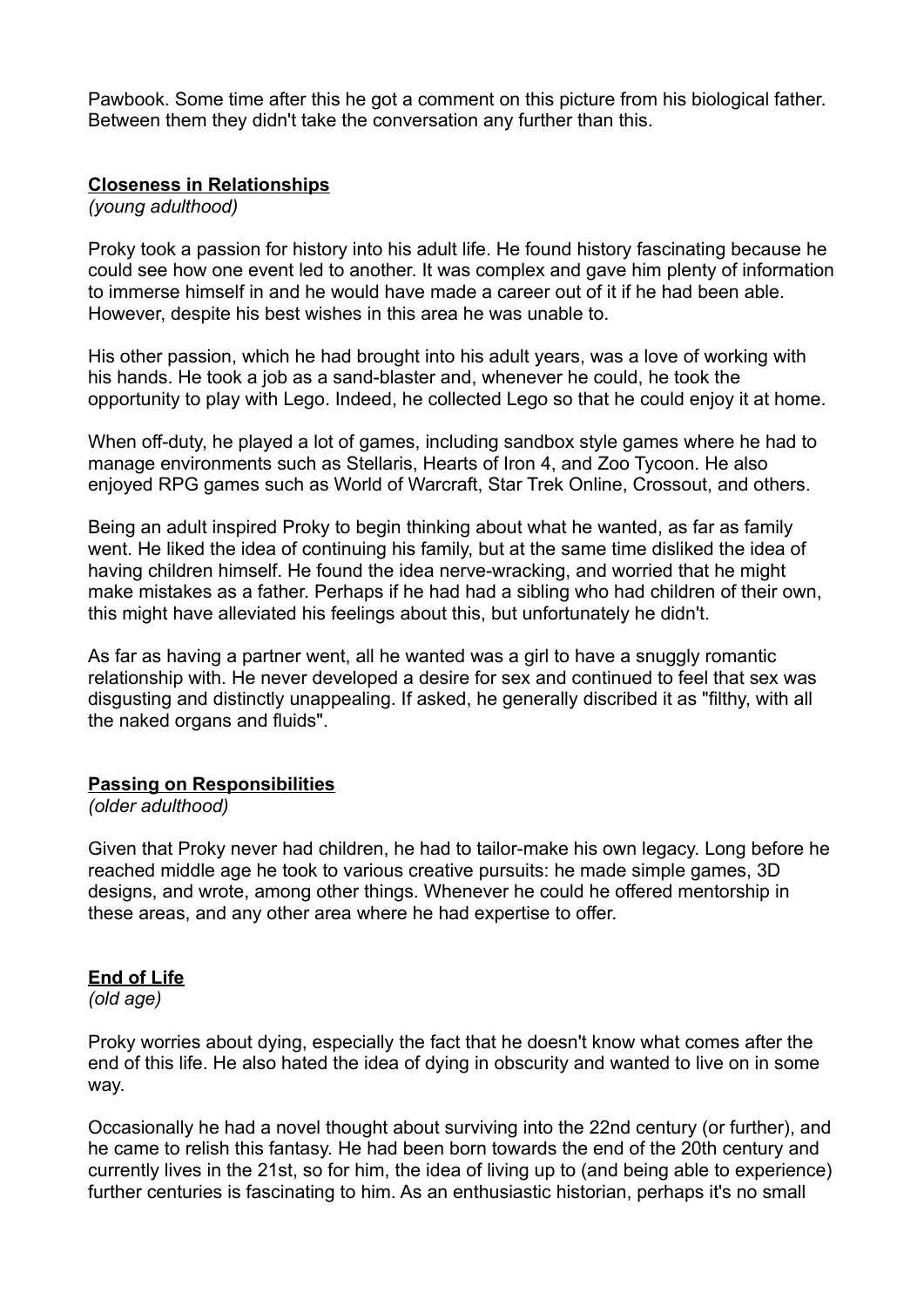Pawbook. Some time after this he got a comment on this picture from his biological father. Between them they didn't take the conversation any further than this.

## Closeness in Relationships

*(young adulthood)*

Proky took a passion for history into his adult life. He found history fascinating because he could see how one event led to another. It was complex and gave him plenty of information to immerse himself in and he would have made a career out of it if he had been able. However, despite his best wishes in this area he was unable to.

His other passion, which he had brought into his adult years, was a love of working with his hands. He took a job as a sand-blaster and, whenever he could, he took the opportunity to play with Lego. Indeed, he collected Lego so that he could enjoy it at home.

When off-duty, he played a lot of games, including sandbox style games where he had to manage environments such as Stellaris, Hearts of Iron 4, and Zoo Tycoon. He also enjoyed RPG games such as World of Warcraft, Star Trek Online, Crossout, and others.

Being an adult inspired Proky to begin thinking about what he wanted, as far as family went. He liked the idea of continuing his family, but at the same time disliked the idea of having children himself. He found the idea nerve-wracking, and worried that he might make mistakes as a father. Perhaps if he had had a sibling who had children of their own, this might have alleviated his feelings about this, but unfortunately he didn't.

As far as having a partner went, all he wanted was a girl to have a snuggly romantic relationship with. He never developed a desire for sex and continued to feel that sex was disgusting and distinctly unappealing. If asked, he generally discribed it as "filthy, with all the naked organs and fluids".

## Passing on Responsibilities

*(older adulthood)*

Given that Proky never had children, he had to tailor-make his own legacy. Long before he reached middle age he took to various creative pursuits: he made simple games, 3D designs, and wrote, among other things. Whenever he could he offered mentorship in these areas, and any other area where he had expertise to offer.

## End of Life

*(old age)*

Proky worries about dying, especially the fact that he doesn't know what comes after the end of this life. He also hated the idea of dying in obscurity and wanted to live on in some way.

Occasionally he had a novel thought about surviving into the 22nd century (or further), and he came to relish this fantasy. He had been born towards the end of the 20th century and currently lives in the 21st, so for him, the idea of living up to (and being able to experience) further centuries is fascinating to him. As an enthusiastic historian, perhaps it's no small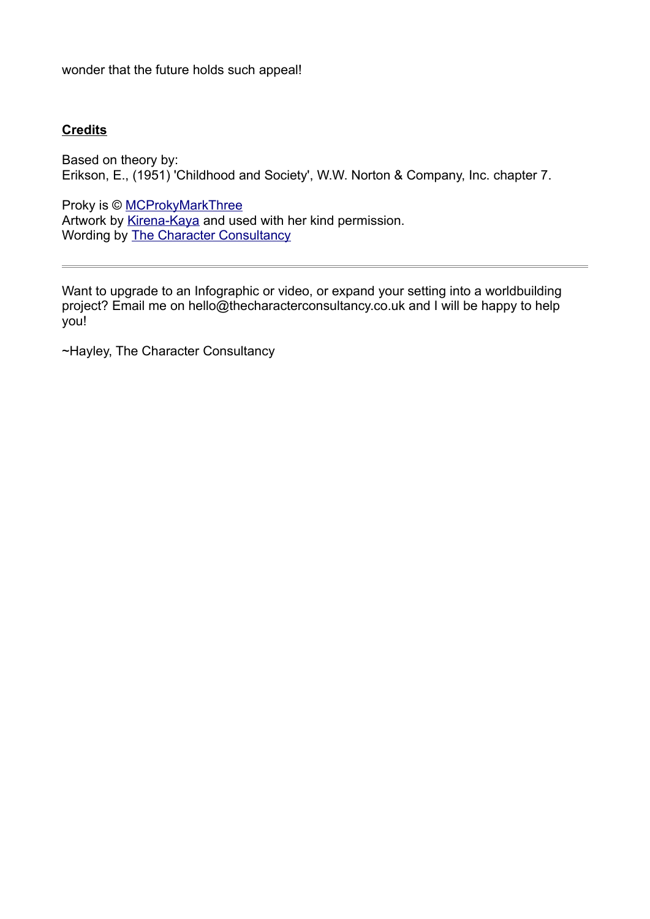wonder that the future holds such appeal!

**Credits**

Based on theory by:
Erikson, E., (1951) 'Childhood and Society', W.W. Norton & Company, Inc. chapter 7.

Proky is © MCProkyMarkThree
Artwork by Kirena-Kaya and used with her kind permission.
Wording by The Character Consultancy

---

Want to upgrade to an Infographic or video, or expand your setting into a worldbuilding project? Email me on hello@thecharacterconsultancy.co.uk and I will be happy to help you!

~Hayley, The Character Consultancy